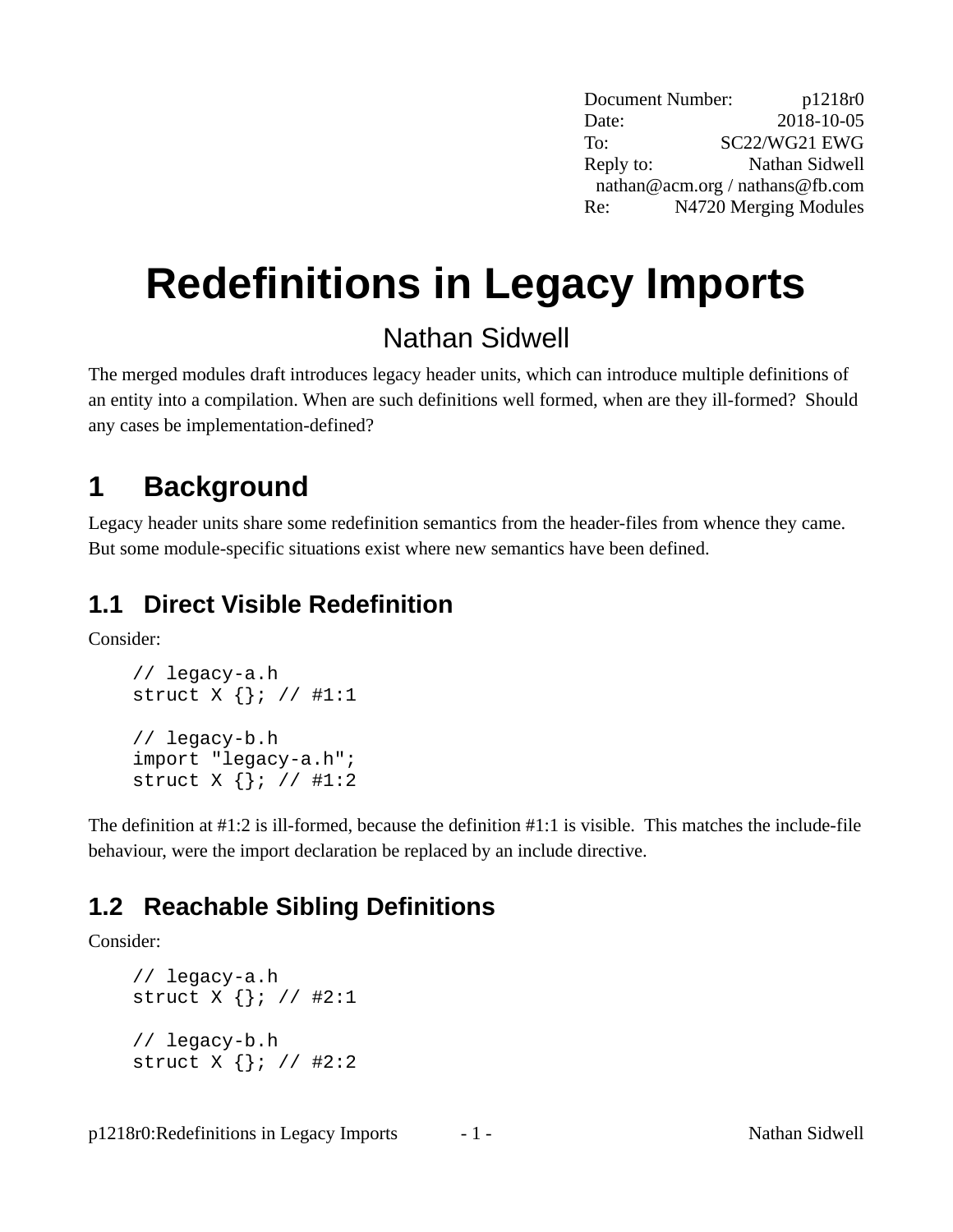| Document Number: | p1218r0 |
| --- | --- |
| Date: | 2018-10-05 |
| To: | SC22/WG21 EWG |
| Reply to: | Nathan Sidwell |
| | nathan@acm.org / nathans@fb.com |
| Re: | N4720 Merging Modules |

# Redefinitions in Legacy Imports

Nathan Sidwell

The merged modules draft introduces legacy header units, which can introduce multiple definitions of an entity into a compilation. When are such definitions well formed, when are they ill-formed? Should any cases be implementation-defined?

## 1 Background

Legacy header units share some redefinition semantics from the header-files from whence they came. But some module-specific situations exist where new semantics have been defined.

### 1.1 Direct Visible Redefinition

Consider:

```
// legacy-a.h
struct X {}; // #1:1

// legacy-b.h
import "legacy-a.h";
struct X {}; // #1:2
```

The definition at #1:2 is ill-formed, because the definition #1:1 is visible. This matches the include-file behaviour, were the import declaration be replaced by an include directive.

### 1.2 Reachable Sibling Definitions

Consider:

```
// legacy-a.h
struct X {}; // #2:1

// legacy-b.h
struct X {}; // #2:2
```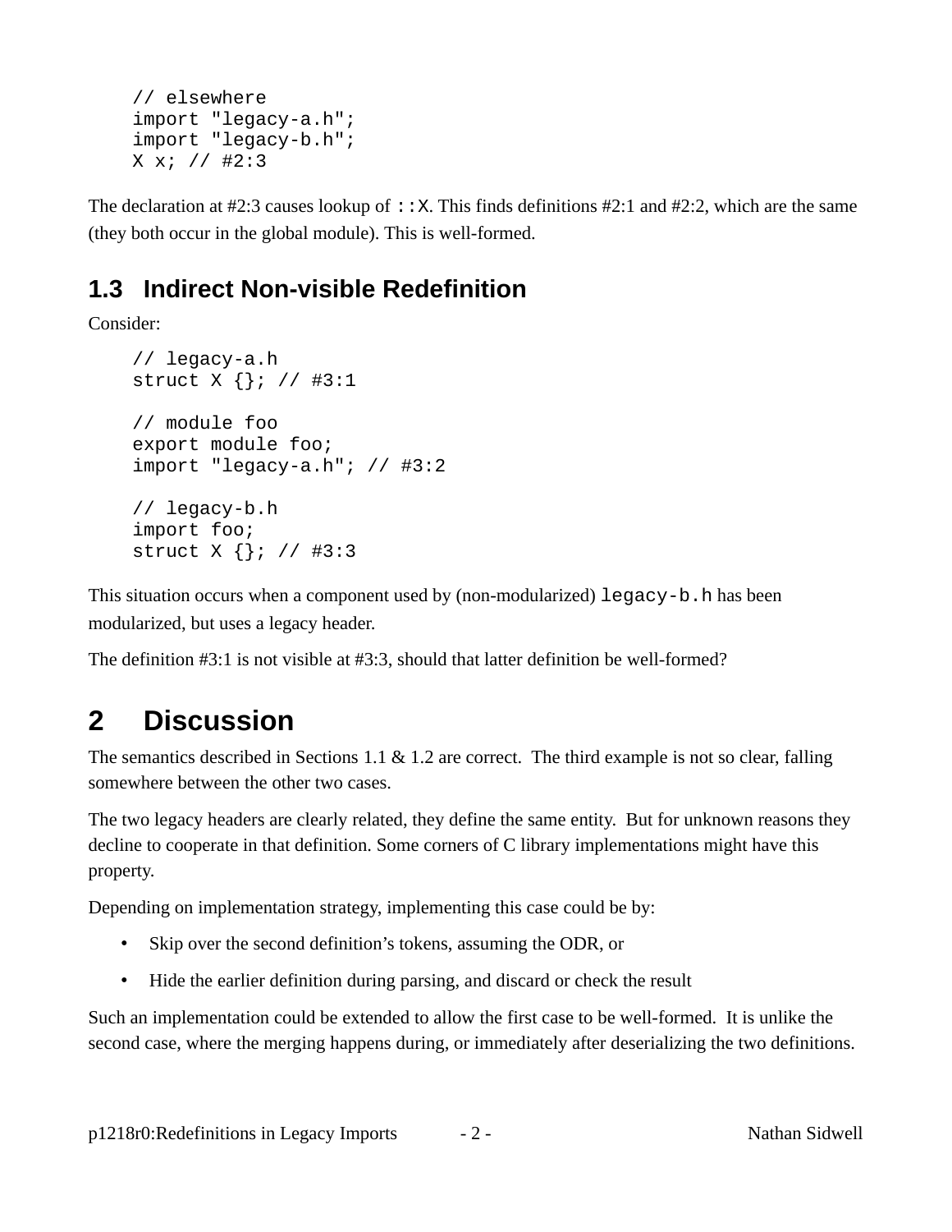```
// elsewhere
import "legacy-a.h";
import "legacy-b.h";
X x; // #2:3
```

The declaration at #2:3 causes lookup of `::X`. This finds definitions #2:1 and #2:2, which are the same (they both occur in the global module). This is well-formed.

## 1.3 Indirect Non-visible Redefinition

Consider:

```
// legacy-a.h
struct X {}; // #3:1

// module foo
export module foo;
import "legacy-a.h"; // #3:2

// legacy-b.h
import foo;
struct X {}; // #3:3
```

This situation occurs when a component used by (non-modularized) `legacy-b.h` has been modularized, but uses a legacy header.

The definition #3:1 is not visible at #3:3, should that latter definition be well-formed?

# 2 Discussion

The semantics described in Sections 1.1 & 1.2 are correct. The third example is not so clear, falling somewhere between the other two cases.

The two legacy headers are clearly related, they define the same entity. But for unknown reasons they decline to cooperate in that definition. Some corners of C library implementations might have this property.

Depending on implementation strategy, implementing this case could be by:

- Skip over the second definition's tokens, assuming the ODR, or
- Hide the earlier definition during parsing, and discard or check the result

Such an implementation could be extended to allow the first case to be well-formed. It is unlike the second case, where the merging happens during, or immediately after deserializing the two definitions.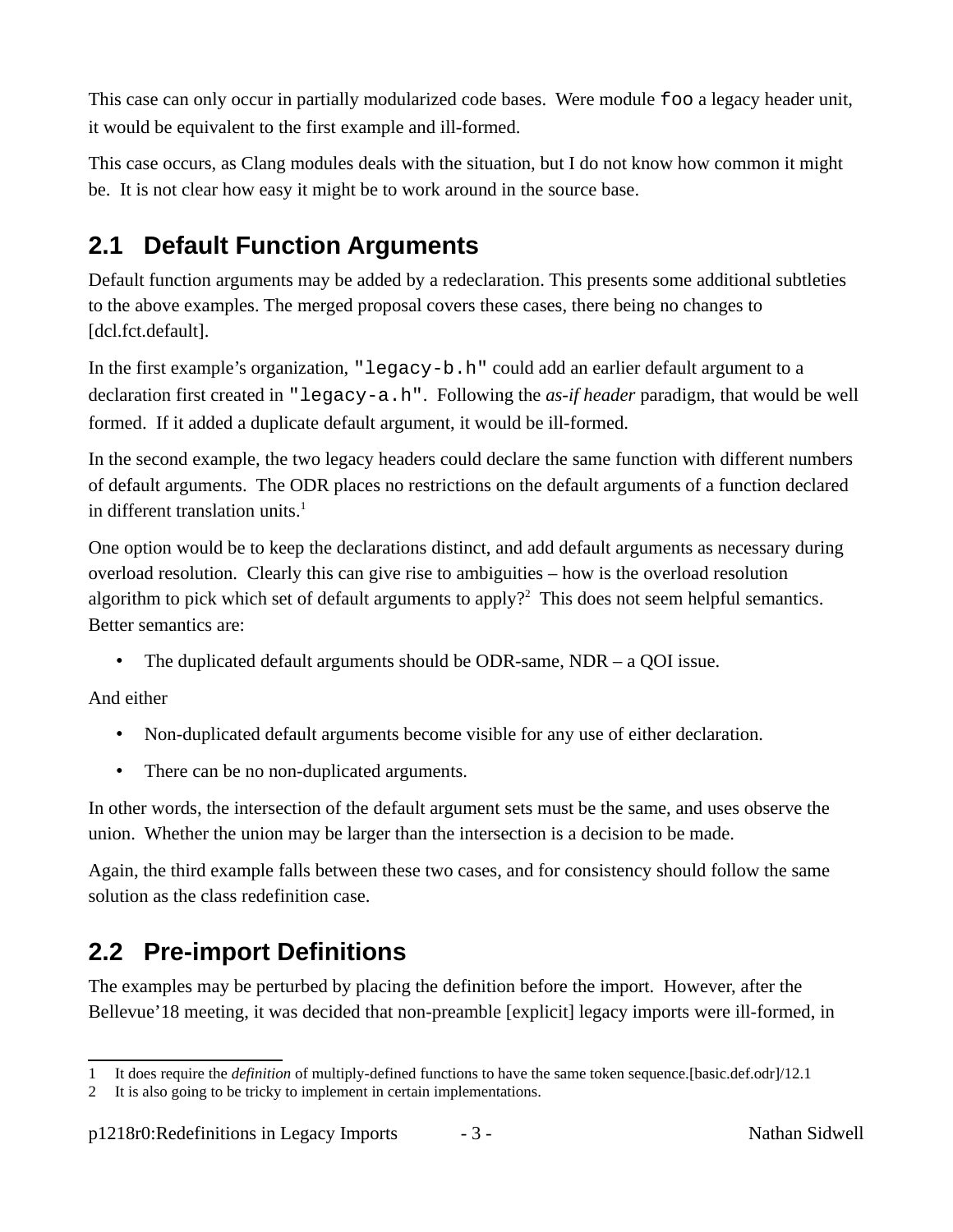This case can only occur in partially modularized code bases. Were module `foo` a legacy header unit, it would be equivalent to the first example and ill-formed.

This case occurs, as Clang modules deals with the situation, but I do not know how common it might be. It is not clear how easy it might be to work around in the source base.

## 2.1 Default Function Arguments

Default function arguments may be added by a redeclaration. This presents some additional subtleties to the above examples. The merged proposal covers these cases, there being no changes to [dcl.fct.default].

In the first example's organization, `"legacy-b.h"` could add an earlier default argument to a declaration first created in `"legacy-a.h"`. Following the *as-if header* paradigm, that would be well formed. If it added a duplicate default argument, it would be ill-formed.

In the second example, the two legacy headers could declare the same function with different numbers of default arguments. The ODR places no restrictions on the default arguments of a function declared in different translation units.[1]

One option would be to keep the declarations distinct, and add default arguments as necessary during overload resolution. Clearly this can give rise to ambiguities – how is the overload resolution algorithm to pick which set of default arguments to apply?[2] This does not seem helpful semantics. Better semantics are:

- The duplicated default arguments should be ODR-same, NDR – a QOI issue.

And either

- Non-duplicated default arguments become visible for any use of either declaration.
- There can be no non-duplicated arguments.

In other words, the intersection of the default argument sets must be the same, and uses observe the union. Whether the union may be larger than the intersection is a decision to be made.

Again, the third example falls between these two cases, and for consistency should follow the same solution as the class redefinition case.

## 2.2 Pre-import Definitions

The examples may be perturbed by placing the definition before the import. However, after the Bellevue'18 meeting, it was decided that non-preamble [explicit] legacy imports were ill-formed, in

---

1 It does require the *definition* of multiply-defined functions to have the same token sequence.[basic.def.odr]/12.1

2 It is also going to be tricky to implement in certain implementations.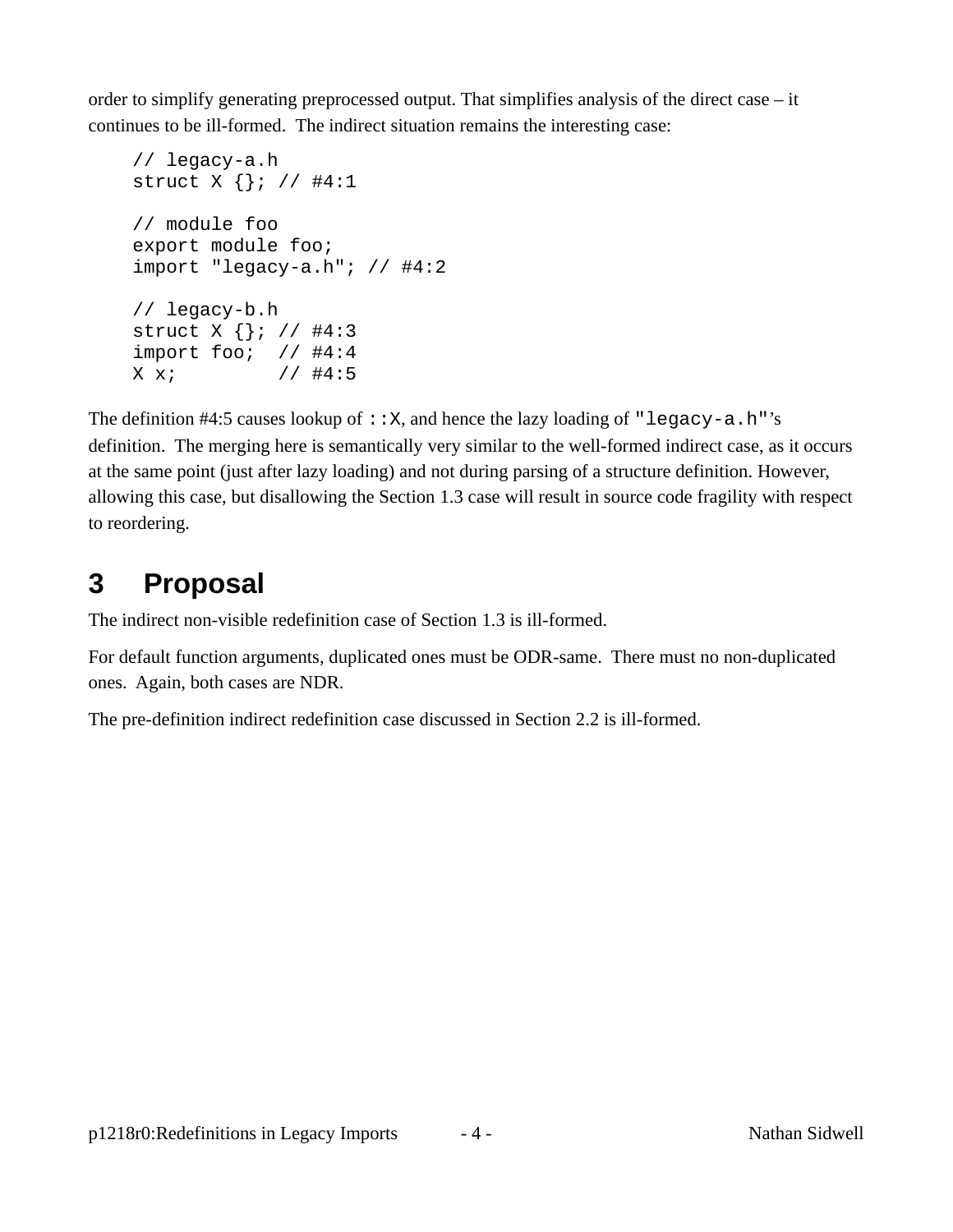order to simplify generating preprocessed output. That simplifies analysis of the direct case – it continues to be ill-formed. The indirect situation remains the interesting case:

```
// legacy-a.h
struct X {}; // #4:1

// module foo
export module foo;
import "legacy-a.h"; // #4:2

// legacy-b.h
struct X {}; // #4:3
import foo;  // #4:4
X x;         // #4:5
```

The definition #4:5 causes lookup of `::X`, and hence the lazy loading of `"legacy-a.h"`'s definition. The merging here is semantically very similar to the well-formed indirect case, as it occurs at the same point (just after lazy loading) and not during parsing of a structure definition. However, allowing this case, but disallowing the Section 1.3 case will result in source code fragility with respect to reordering.

# 3 Proposal

The indirect non-visible redefinition case of Section 1.3 is ill-formed.

For default function arguments, duplicated ones must be ODR-same. There must no non-duplicated ones. Again, both cases are NDR.

The pre-definition indirect redefinition case discussed in Section 2.2 is ill-formed.